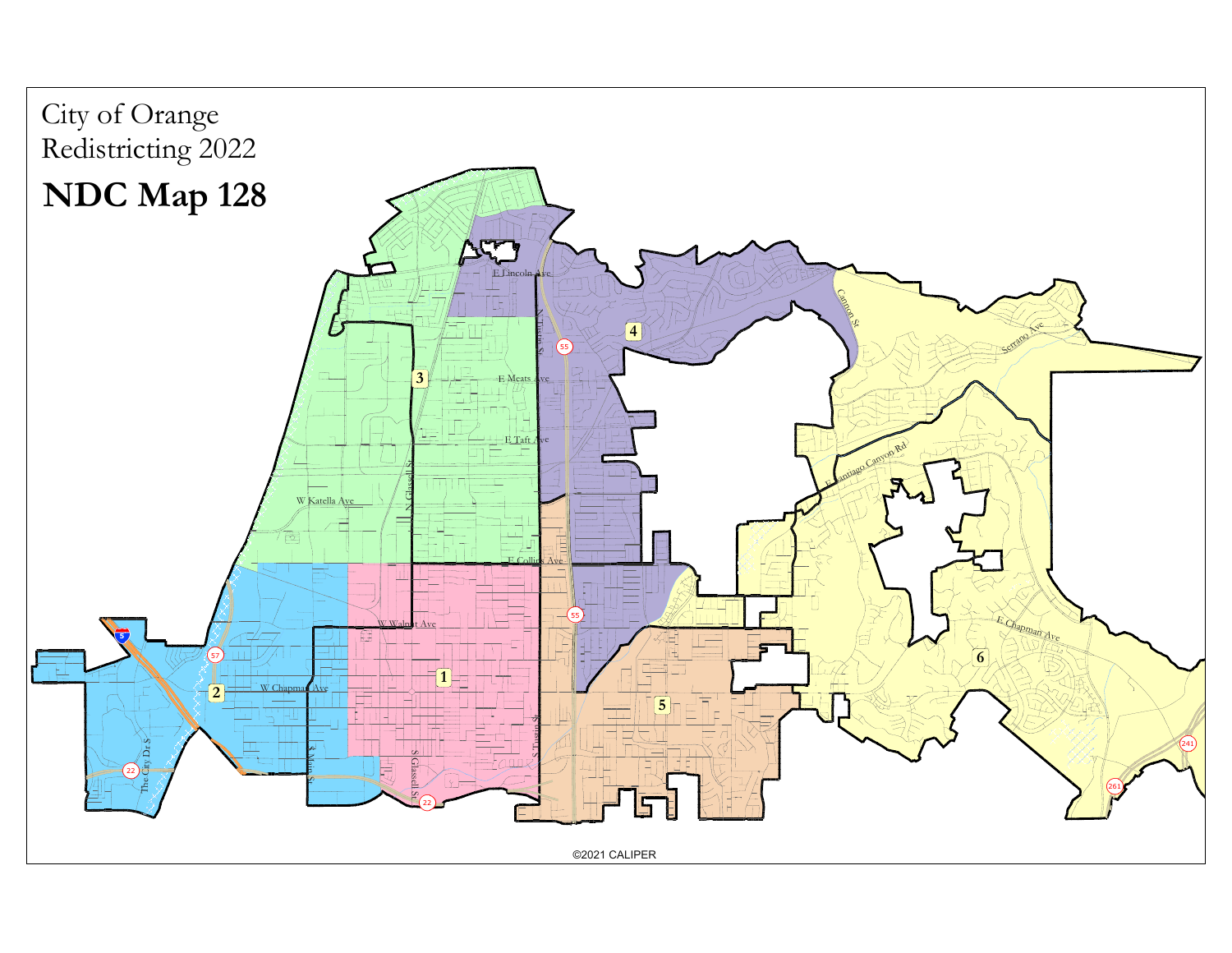City of Orange
Redistricting 2022

# NDC Map 128

©2021 CALIPER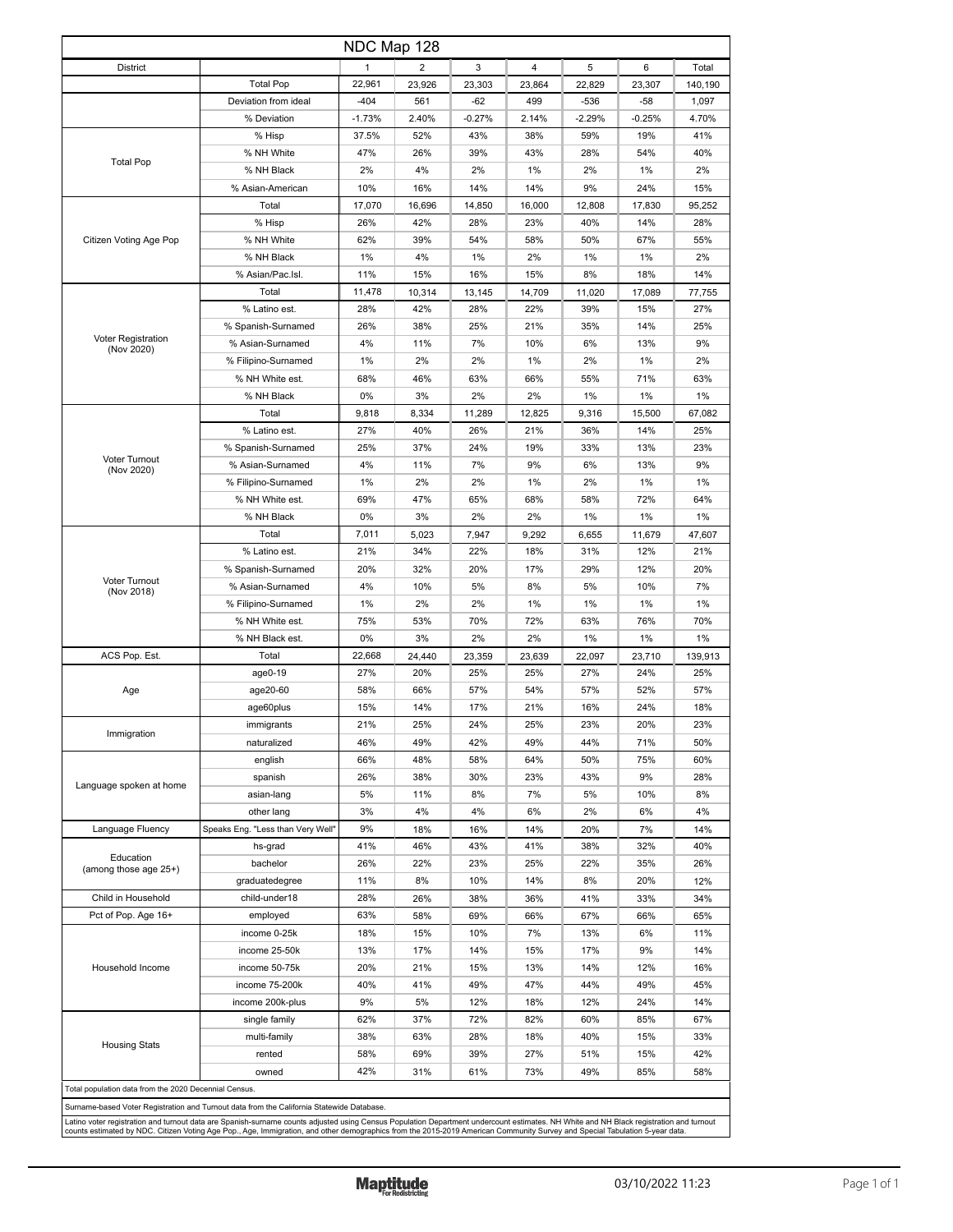# NDC Map 128

| District | | 1 | 2 | 3 | 4 | 5 | 6 | Total |
|---|---|---|---|---|---|---|---|---|
| | Total Pop | 22,961 | 23,926 | 23,303 | 23,864 | 22,829 | 23,307 | 140,190 |
| | Deviation from ideal | -404 | 561 | -62 | 499 | -536 | -58 | 1,097 |
| | % Deviation | -1.73% | 2.40% | -0.27% | 2.14% | -2.29% | -0.25% | 4.70% |
| Total Pop | % Hisp | 37.5% | 52% | 43% | 38% | 59% | 19% | 41% |
| | % NH White | 47% | 26% | 39% | 43% | 28% | 54% | 40% |
| | % NH Black | 2% | 4% | 2% | 1% | 2% | 1% | 2% |
| | % Asian-American | 10% | 16% | 14% | 14% | 9% | 24% | 15% |
| Citizen Voting Age Pop | Total | 17,070 | 16,696 | 14,850 | 16,000 | 12,808 | 17,830 | 95,252 |
| | % Hisp | 26% | 42% | 28% | 23% | 40% | 14% | 28% |
| | % NH White | 62% | 39% | 54% | 58% | 50% | 67% | 55% |
| | % NH Black | 1% | 4% | 1% | 2% | 1% | 1% | 2% |
| | % Asian/Pac.Isl. | 11% | 15% | 16% | 15% | 8% | 18% | 14% |
| Voter Registration (Nov 2020) | Total | 11,478 | 10,314 | 13,145 | 14,709 | 11,020 | 17,089 | 77,755 |
| | % Latino est. | 28% | 42% | 28% | 22% | 39% | 15% | 27% |
| | % Spanish-Surnamed | 26% | 38% | 25% | 21% | 35% | 14% | 25% |
| | % Asian-Surnamed | 4% | 11% | 7% | 10% | 6% | 13% | 9% |
| | % Filipino-Surnamed | 1% | 2% | 2% | 1% | 2% | 1% | 2% |
| | % NH White est. | 68% | 46% | 63% | 66% | 55% | 71% | 63% |
| | % NH Black | 0% | 3% | 2% | 2% | 1% | 1% | 1% |
| Voter Turnout (Nov 2020) | Total | 9,818 | 8,334 | 11,289 | 12,825 | 9,316 | 15,500 | 67,082 |
| | % Latino est. | 27% | 40% | 26% | 21% | 36% | 14% | 25% |
| | % Spanish-Surnamed | 25% | 37% | 24% | 19% | 33% | 13% | 23% |
| | % Asian-Surnamed | 4% | 11% | 7% | 9% | 6% | 13% | 9% |
| | % Filipino-Surnamed | 1% | 2% | 2% | 1% | 2% | 1% | 1% |
| | % NH White est. | 69% | 47% | 65% | 68% | 58% | 72% | 64% |
| | % NH Black | 0% | 3% | 2% | 2% | 1% | 1% | 1% |
| Voter Turnout (Nov 2018) | Total | 7,011 | 5,023 | 7,947 | 9,292 | 6,655 | 11,679 | 47,607 |
| | % Latino est. | 21% | 34% | 22% | 18% | 31% | 12% | 21% |
| | % Spanish-Surnamed | 20% | 32% | 20% | 17% | 29% | 12% | 20% |
| | % Asian-Surnamed | 4% | 10% | 5% | 8% | 5% | 10% | 7% |
| | % Filipino-Surnamed | 1% | 2% | 2% | 1% | 1% | 1% | 1% |
| | % NH White est. | 75% | 53% | 70% | 72% | 63% | 76% | 70% |
| | % NH Black est. | 0% | 3% | 2% | 2% | 1% | 1% | 1% |
| ACS Pop. Est. | Total | 22,668 | 24,440 | 23,359 | 23,639 | 22,097 | 23,710 | 139,913 |
| Age | age0-19 | 27% | 20% | 25% | 25% | 27% | 24% | 25% |
| | age20-60 | 58% | 66% | 57% | 54% | 57% | 52% | 57% |
| | age60plus | 15% | 14% | 17% | 21% | 16% | 24% | 18% |
| Immigration | immigrants | 21% | 25% | 24% | 25% | 23% | 20% | 23% |
| | naturalized | 46% | 49% | 42% | 49% | 44% | 71% | 50% |
| Language spoken at home | english | 66% | 48% | 58% | 64% | 50% | 75% | 60% |
| | spanish | 26% | 38% | 30% | 23% | 43% | 9% | 28% |
| | asian-lang | 5% | 11% | 8% | 7% | 5% | 10% | 8% |
| | other lang | 3% | 4% | 4% | 6% | 2% | 6% | 4% |
| Language Fluency | Speaks Eng. "Less than Very Well" | 9% | 18% | 16% | 14% | 20% | 7% | 14% |
| Education (among those age 25+) | hs-grad | 41% | 46% | 43% | 41% | 38% | 32% | 40% |
| | bachelor | 26% | 22% | 23% | 25% | 22% | 35% | 26% |
| | graduatedegree | 11% | 8% | 10% | 14% | 8% | 20% | 12% |
| Child in Household | child-under18 | 28% | 26% | 38% | 36% | 41% | 33% | 34% |
| Pct of Pop. Age 16+ | employed | 63% | 58% | 69% | 66% | 67% | 66% | 65% |
| Household Income | income 0-25k | 18% | 15% | 10% | 7% | 13% | 6% | 11% |
| | income 25-50k | 13% | 17% | 14% | 15% | 17% | 9% | 14% |
| | income 50-75k | 20% | 21% | 15% | 13% | 14% | 12% | 16% |
| | income 75-200k | 40% | 41% | 49% | 47% | 44% | 49% | 45% |
| | income 200k-plus | 9% | 5% | 12% | 18% | 12% | 24% | 14% |
| Housing Stats | single family | 62% | 37% | 72% | 82% | 60% | 85% | 67% |
| | multi-family | 38% | 63% | 28% | 18% | 40% | 15% | 33% |
| | rented | 58% | 69% | 39% | 27% | 51% | 15% | 42% |
| | owned | 42% | 31% | 61% | 73% | 49% | 85% | 58% |

Total population data from the 2020 Decennial Census.

Surname-based Voter Registration and Turnout data from the California Statewide Database.

Latino voter registration and turnout data are Spanish-surname counts adjusted using Census Population Department undercount estimates. NH White and NH Black registration and turnout counts estimated by NDC. Citizen Voting Age Pop., Age, Immigration, and other demographics from the 2015-2019 American Community Survey and Special Tabulation 5-year data.

Maptitude For Redistricting

03/10/2022 11:23